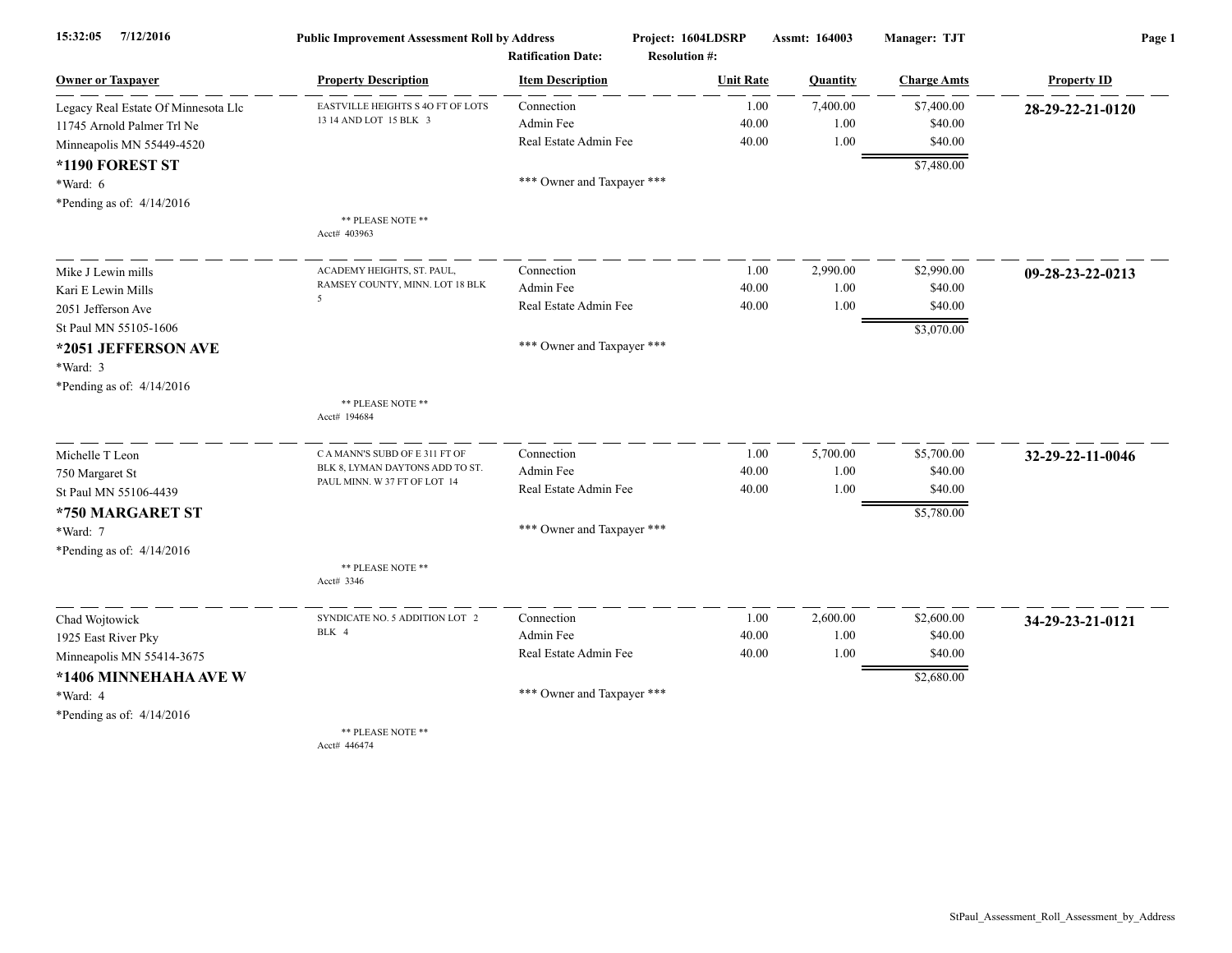15:32:05 7/12/2016

**Public Improvement Assessment Roll by Address**

**Project: 1604LDSRP** **Assmt: 164003** **Manager: TJT**

**Ratification Date:** **Resolution #:**

| Owner or Taxpayer | Property Description | Item Description | Unit Rate | Quantity | Charge Amts | Property ID |
|---|---|---|---|---|---|---|
| Legacy Real Estate Of Minnesota Llc<br>11745 Arnold Palmer Trl Ne<br>Minneapolis MN 55449-4520<br>**\*1190 FOREST ST**<br>\*Ward: 6<br>\*Pending as of: 4/14/2016 | EASTVILLE HEIGHTS S 4O FT OF LOTS 13 14 AND LOT 15 BLK 3<br><br>\*\* PLEASE NOTE \*\*<br>Acct# 403963 | Connection<br>Admin Fee<br>Real Estate Admin Fee<br><br>\*\*\* Owner and Taxpayer \*\*\* | 1.00<br>40.00<br>40.00 | 7,400.00<br>1.00<br>1.00 | $7,400.00<br>$40.00<br>$40.00<br>$7,480.00 | **28-29-22-21-0120** |
| Mike J Lewin mills<br>Kari E Lewin Mills<br>2051 Jefferson Ave<br>St Paul MN 55105-1606<br>**\*2051 JEFFERSON AVE**<br>\*Ward: 3<br>\*Pending as of: 4/14/2016 | ACADEMY HEIGHTS, ST. PAUL, RAMSEY COUNTY, MINN. LOT 18 BLK 5<br><br>\*\* PLEASE NOTE \*\*<br>Acct# 194684 | Connection<br>Admin Fee<br>Real Estate Admin Fee<br><br>\*\*\* Owner and Taxpayer \*\*\* | 1.00<br>40.00<br>40.00 | 2,990.00<br>1.00<br>1.00 | $2,990.00<br>$40.00<br>$40.00<br>$3,070.00 | **09-28-23-22-0213** |
| Michelle T Leon<br>750 Margaret St<br>St Paul MN 55106-4439<br>**\*750 MARGARET ST**<br>\*Ward: 7<br>\*Pending as of: 4/14/2016 | C A MANN'S SUBD OF E 311 FT OF BLK 8, LYMAN DAYTONS ADD TO ST. PAUL MINN. W 37 FT OF LOT 14<br><br>\*\* PLEASE NOTE \*\*<br>Acct# 3346 | Connection<br>Admin Fee<br>Real Estate Admin Fee<br><br>\*\*\* Owner and Taxpayer \*\*\* | 1.00<br>40.00<br>40.00 | 5,700.00<br>1.00<br>1.00 | $5,700.00<br>$40.00<br>$40.00<br>$5,780.00 | **32-29-22-11-0046** |
| Chad Wojtowick<br>1925 East River Pky<br>Minneapolis MN 55414-3675<br>**\*1406 MINNEHAHA AVE W**<br>\*Ward: 4<br>\*Pending as of: 4/14/2016 | SYNDICATE NO. 5 ADDITION LOT 2 BLK 4<br><br>\*\* PLEASE NOTE \*\*<br>Acct# 446474 | Connection<br>Admin Fee<br>Real Estate Admin Fee<br><br>\*\*\* Owner and Taxpayer \*\*\* | 1.00<br>40.00<br>40.00 | 2,600.00<br>1.00<br>1.00 | $2,600.00<br>$40.00<br>$40.00<br>$2,680.00 | **34-29-23-21-0121** |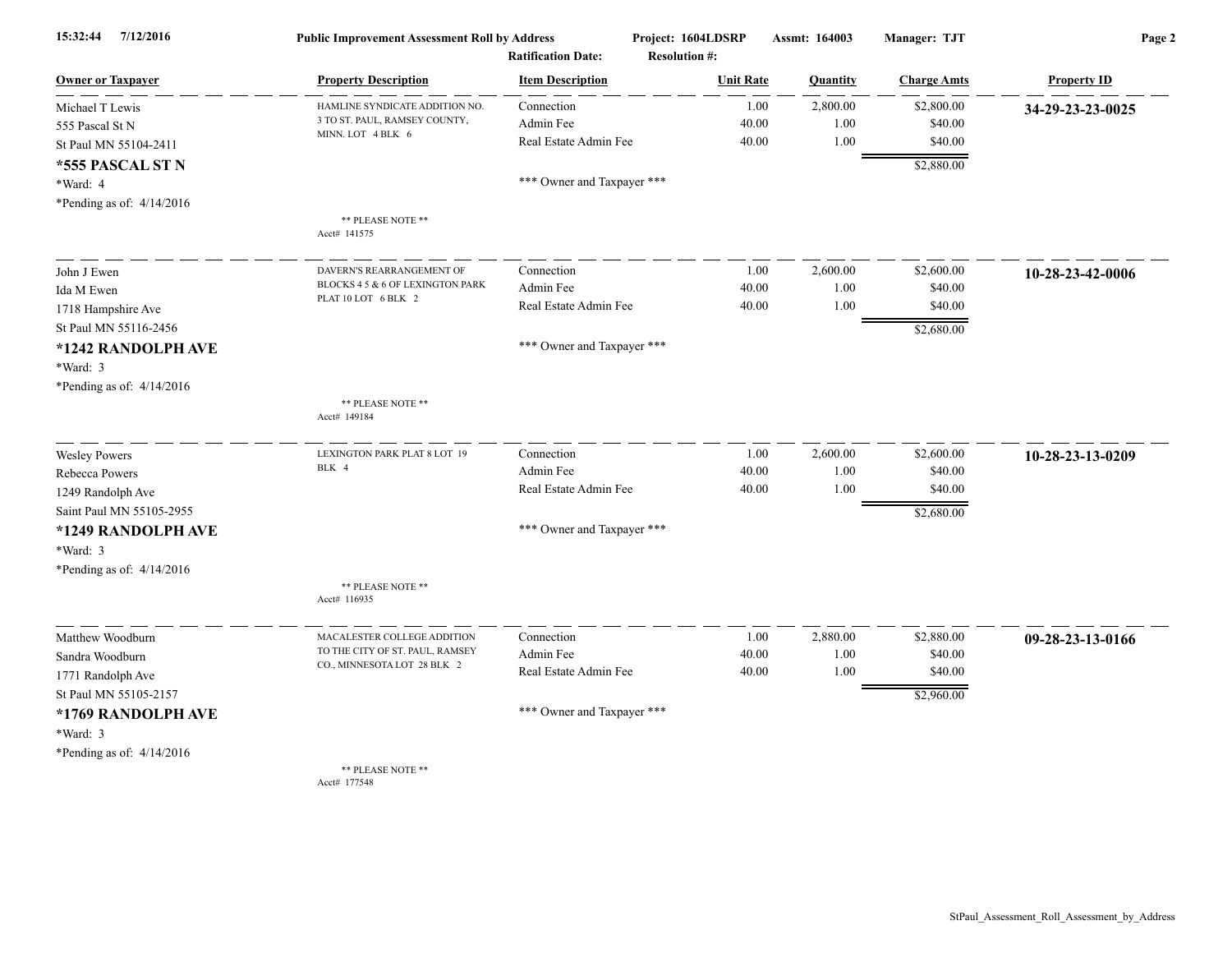**Public Improvement Assessment Roll by Address** — Project: 1604LDSRP — Assmt: 164003 — Manager: TJT

Ratification Date: — Resolution #:

| Owner or Taxpayer | Property Description | Item Description | Unit Rate | Quantity | Charge Amts | Property ID |
|---|---|---|---|---|---|---|
| Michael T Lewis<br>555 Pascal St N<br>St Paul MN 55104-2411<br>**\*555 PASCAL ST N**<br>\*Ward: 4<br>\*Pending as of: 4/14/2016 | HAMLINE SYNDICATE ADDITION NO. 3 TO ST. PAUL, RAMSEY COUNTY, MINN. LOT 4 BLK 6<br>** PLEASE NOTE **<br>Acct# 141575 | Connection<br>Admin Fee<br>Real Estate Admin Fee<br><br>*** Owner and Taxpayer *** | 1.00<br>40.00<br>40.00 | 2,800.00<br>1.00<br>1.00 | $2,800.00<br>$40.00<br>$40.00<br>$2,880.00 | **34-29-23-23-0025** |
| John J Ewen<br>Ida M Ewen<br>1718 Hampshire Ave<br>St Paul MN 55116-2456<br>**\*1242 RANDOLPH AVE**<br>\*Ward: 3<br>\*Pending as of: 4/14/2016 | DAVERN'S REARRANGEMENT OF BLOCKS 4 5 & 6 OF LEXINGTON PARK PLAT 10 LOT 6 BLK 2<br>** PLEASE NOTE **<br>Acct# 149184 | Connection<br>Admin Fee<br>Real Estate Admin Fee<br><br>*** Owner and Taxpayer *** | 1.00<br>40.00<br>40.00 | 2,600.00<br>1.00<br>1.00 | $2,600.00<br>$40.00<br>$40.00<br>$2,680.00 | **10-28-23-42-0006** |
| Wesley Powers<br>Rebecca Powers<br>1249 Randolph Ave<br>Saint Paul MN 55105-2955<br>**\*1249 RANDOLPH AVE**<br>\*Ward: 3<br>\*Pending as of: 4/14/2016 | LEXINGTON PARK PLAT 8 LOT 19 BLK 4<br>** PLEASE NOTE **<br>Acct# 116935 | Connection<br>Admin Fee<br>Real Estate Admin Fee<br><br>*** Owner and Taxpayer *** | 1.00<br>40.00<br>40.00 | 2,600.00<br>1.00<br>1.00 | $2,600.00<br>$40.00<br>$40.00<br>$2,680.00 | **10-28-23-13-0209** |
| Matthew Woodburn<br>Sandra Woodburn<br>1771 Randolph Ave<br>St Paul MN 55105-2157<br>**\*1769 RANDOLPH AVE**<br>\*Ward: 3<br>\*Pending as of: 4/14/2016 | MACALESTER COLLEGE ADDITION TO THE CITY OF ST. PAUL, RAMSEY CO., MINNESOTA LOT 28 BLK 2<br>** PLEASE NOTE **<br>Acct# 177548 | Connection<br>Admin Fee<br>Real Estate Admin Fee<br><br>*** Owner and Taxpayer *** | 1.00<br>40.00<br>40.00 | 2,880.00<br>1.00<br>1.00 | $2,880.00<br>$40.00<br>$40.00<br>$2,960.00 | **09-28-23-13-0166** |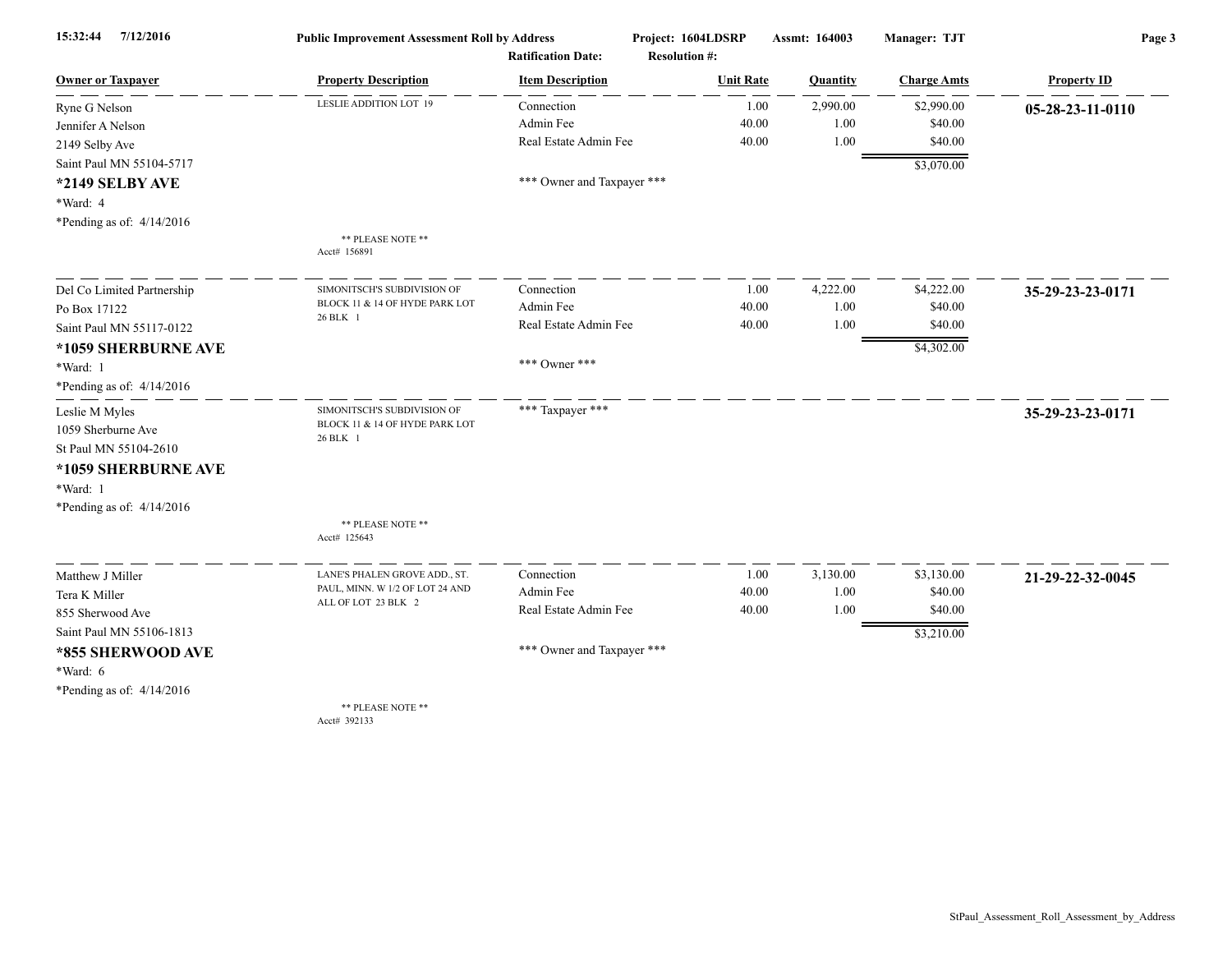Public Improvement Assessment Roll by Address | Project: 1604LDSRP | Assmt: 164003 | Manager: TJT

Ratification Date: | Resolution #:

| Owner or Taxpayer | Property Description | Item Description | Unit Rate | Quantity | Charge Amts | Property ID |
|---|---|---|---|---|---|---|
| Ryne G Nelson<br>Jennifer A Nelson<br>2149 Selby Ave<br>Saint Paul MN 55104-5717<br>**\*2149 SELBY AVE**<br>\*Ward: 4<br>\*Pending as of: 4/14/2016 | LESLIE ADDITION LOT 19<br><br>** PLEASE NOTE **<br>Acct# 156891 | Connection<br>Admin Fee<br>Real Estate Admin Fee<br><br>*** Owner and Taxpayer *** | 1.00<br>40.00<br>40.00 | 2,990.00<br>1.00<br>1.00 | $2,990.00<br>$40.00<br>$40.00<br>$3,070.00 | **05-28-23-11-0110** |
| Del Co Limited Partnership<br>Po Box 17122<br>Saint Paul MN 55117-0122<br>**\*1059 SHERBURNE AVE**<br>\*Ward: 1<br>\*Pending as of: 4/14/2016 | SIMONITSCH'S SUBDIVISION OF BLOCK 11 & 14 OF HYDE PARK LOT 26 BLK 1 | Connection<br>Admin Fee<br>Real Estate Admin Fee<br><br>*** Owner *** | 1.00<br>40.00<br>40.00 | 4,222.00<br>1.00<br>1.00 | $4,222.00<br>$40.00<br>$40.00<br>$4,302.00 | **35-29-23-23-0171** |
| Leslie M Myles<br>1059 Sherburne Ave<br>St Paul MN 55104-2610<br>**\*1059 SHERBURNE AVE**<br>\*Ward: 1<br>\*Pending as of: 4/14/2016 | SIMONITSCH'S SUBDIVISION OF BLOCK 11 & 14 OF HYDE PARK LOT 26 BLK 1<br><br>** PLEASE NOTE **<br>Acct# 125643 | *** Taxpayer *** | | | | **35-29-23-23-0171** |
| Matthew J Miller<br>Tera K Miller<br>855 Sherwood Ave<br>Saint Paul MN 55106-1813<br>**\*855 SHERWOOD AVE**<br>\*Ward: 6<br>\*Pending as of: 4/14/2016 | LANE'S PHALEN GROVE ADD., ST. PAUL, MINN. W 1/2 OF LOT 24 AND ALL OF LOT 23 BLK 2<br><br>** PLEASE NOTE **<br>Acct# 392133 | Connection<br>Admin Fee<br>Real Estate Admin Fee<br><br>*** Owner and Taxpayer *** | 1.00<br>40.00<br>40.00 | 3,130.00<br>1.00<br>1.00 | $3,130.00<br>$40.00<br>$40.00<br>$3,210.00 | **21-29-22-32-0045** |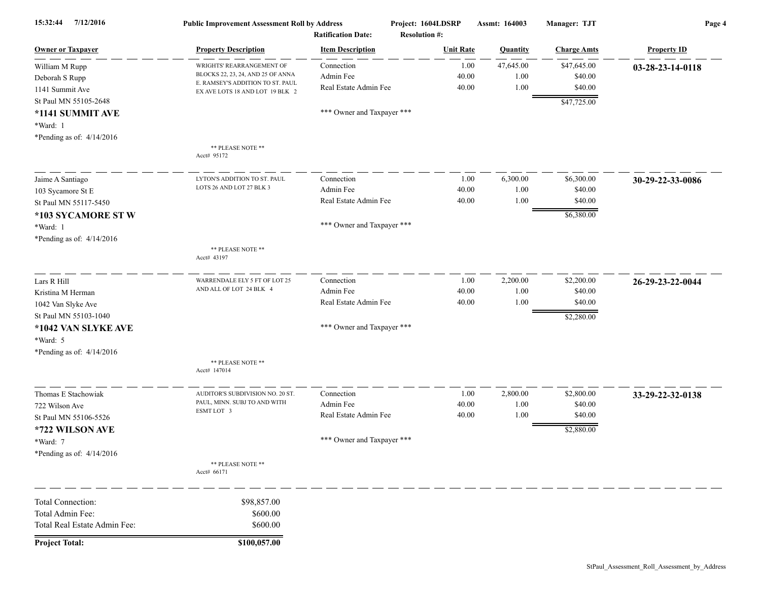**Public Improvement Assessment Roll by Address** — Project: 1604LDSRP — Assmt: 164003 — Manager: TJT

Ratification Date: — Resolution #:

| Owner or Taxpayer | Property Description | Item Description | Unit Rate | Quantity | Charge Amts | Property ID |
|---|---|---|---|---|---|---|
| William M Rupp<br>Deborah S Rupp<br>1141 Summit Ave<br>St Paul MN 55105-2648<br>**\*1141 SUMMIT AVE**<br>\*Ward: 1<br>\*Pending as of: 4/14/2016 | WRIGHTS' REARRANGEMENT OF BLOCKS 22, 23, 24, AND 25 OF ANNA E. RAMSEY'S ADDITION TO ST. PAUL EX AVE LOTS 18 AND LOT 19 BLK 2<br><br>** PLEASE NOTE **<br>Acct# 95172 | Connection<br>Admin Fee<br>Real Estate Admin Fee<br><br>*** Owner and Taxpayer *** | 1.00<br>40.00<br>40.00 | 47,645.00<br>1.00<br>1.00 | $47,645.00<br>$40.00<br>$40.00<br>$47,725.00 | **03-28-23-14-0118** |
| Jaime A Santiago<br>103 Sycamore St E<br>St Paul MN 55117-5450<br>**\*103 SYCAMORE ST W**<br>\*Ward: 1<br>\*Pending as of: 4/14/2016 | LYTON'S ADDITION TO ST. PAUL LOTS 26 AND LOT 27 BLK 3<br><br>** PLEASE NOTE **<br>Acct# 43197 | Connection<br>Admin Fee<br>Real Estate Admin Fee<br><br>*** Owner and Taxpayer *** | 1.00<br>40.00<br>40.00 | 6,300.00<br>1.00<br>1.00 | $6,300.00<br>$40.00<br>$40.00<br>$6,380.00 | **30-29-22-33-0086** |
| Lars R Hill<br>Kristina M Herman<br>1042 Van Slyke Ave<br>St Paul MN 55103-1040<br>**\*1042 VAN SLYKE AVE**<br>\*Ward: 5<br>\*Pending as of: 4/14/2016 | WARRENDALE ELY 5 FT OF LOT 25 AND ALL OF LOT 24 BLK 4<br><br>** PLEASE NOTE **<br>Acct# 147014 | Connection<br>Admin Fee<br>Real Estate Admin Fee<br><br>*** Owner and Taxpayer *** | 1.00<br>40.00<br>40.00 | 2,200.00<br>1.00<br>1.00 | $2,200.00<br>$40.00<br>$40.00<br>$2,280.00 | **26-29-23-22-0044** |
| Thomas E Stachowiak<br>722 Wilson Ave<br>St Paul MN 55106-5526<br>**\*722 WILSON AVE**<br>\*Ward: 7<br>\*Pending as of: 4/14/2016 | AUDITOR'S SUBDIVISION NO. 20 ST. PAUL, MINN. SUBJ TO AND WITH ESMT LOT 3<br><br>** PLEASE NOTE **<br>Acct# 66171 | Connection<br>Admin Fee<br>Real Estate Admin Fee<br><br>*** Owner and Taxpayer *** | 1.00<br>40.00<br>40.00 | 2,800.00<br>1.00<br>1.00 | $2,800.00<br>$40.00<br>$40.00<br>$2,880.00 | **33-29-22-32-0138** |

| | |
|---|---|
| Total Connection: | $98,857.00 |
| Total Admin Fee: | $600.00 |
| Total Real Estate Admin Fee: | $600.00 |
| **Project Total:** | **$100,057.00** |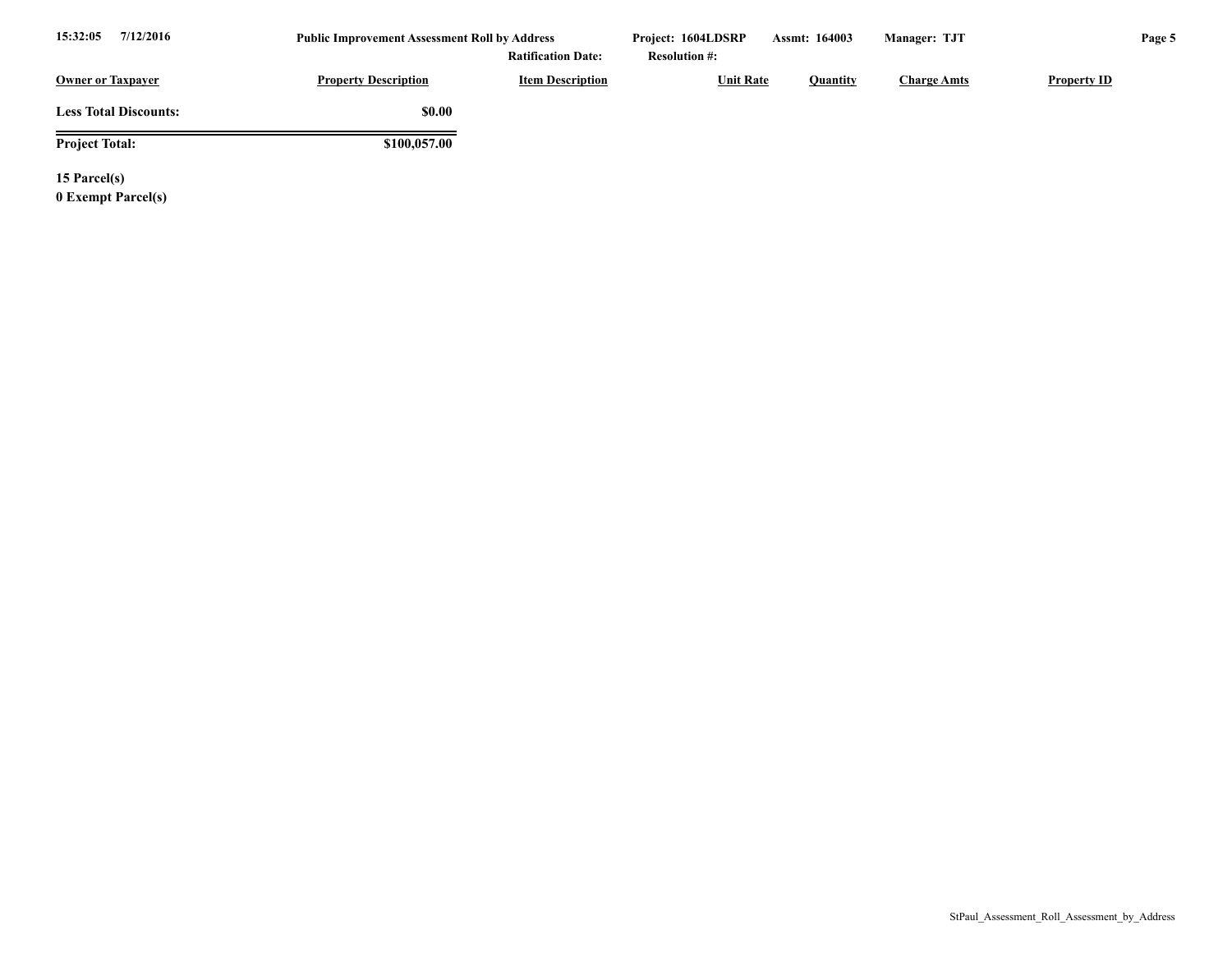| Owner or Taxpayer | Property Description | Item Description | Unit Rate | Quantity | Charge Amts | Property ID |
|---|---|---|---|---|---|---|
| **Less Total Discounts:** | **$0.00** | | | | | |
| **Project Total:** | **$100,057.00** | | | | | |

**15 Parcel(s)**
**0 Exempt Parcel(s)**